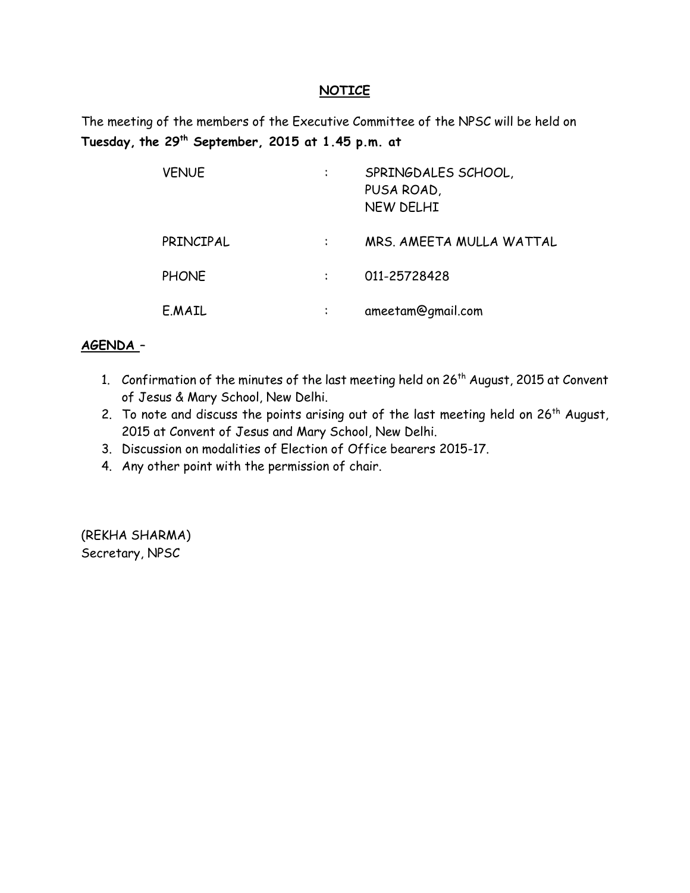# NOTICE

The meeting of the members of the Executive Committee of the NPSC will be held on **Tuesday, the 29th September, 2015 at 1.45 p.m. at**

| | | |
|---|---|---|
| VENUE | : | SPRINGDALES SCHOOL, PUSA ROAD, NEW DELHI |
| PRINCIPAL | : | MRS. AMEETA MULLA WATTAL |
| PHONE | : | 011-25728428 |
| E.MAIL | : | ameetam@gmail.com |

**AGENDA** –

1. Confirmation of the minutes of the last meeting held on 26th August, 2015 at Convent of Jesus & Mary School, New Delhi.
2. To note and discuss the points arising out of the last meeting held on 26th August, 2015 at Convent of Jesus and Mary School, New Delhi.
3. Discussion on modalities of Election of Office bearers 2015-17.
4. Any other point with the permission of chair.

(REKHA SHARMA)
Secretary, NPSC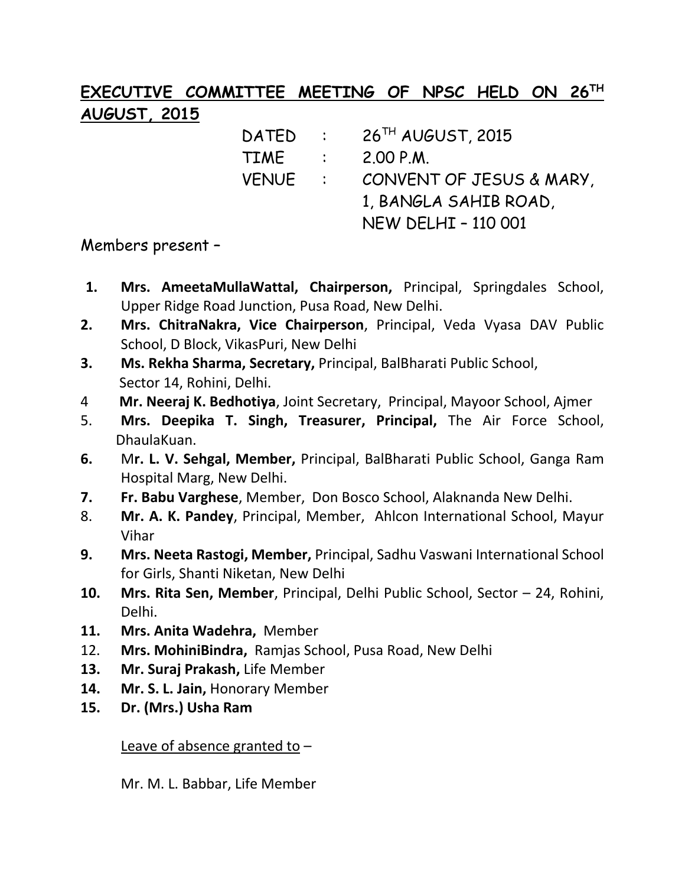## EXECUTIVE COMMITTEE MEETING OF NPSC HELD ON 26TH AUGUST, 2015

DATED : 26TH AUGUST, 2015
TIME : 2.00 P.M.
VENUE : CONVENT OF JESUS & MARY, 1, BANGLA SAHIB ROAD, NEW DELHI – 110 001

Members present –

1. **Mrs. AmeetaMullaWattal, Chairperson,** Principal, Springdales School, Upper Ridge Road Junction, Pusa Road, New Delhi.
2. **Mrs. ChitraNakra, Vice Chairperson**, Principal, Veda Vyasa DAV Public School, D Block, VikasPuri, New Delhi
3. **Ms. Rekha Sharma, Secretary,** Principal, BalBharati Public School, Sector 14, Rohini, Delhi.
4. **Mr. Neeraj K. Bedhotiya**, Joint Secretary, Principal, Mayoor School, Ajmer
5. **Mrs. Deepika T. Singh, Treasurer, Principal,** The Air Force School, DhaulaKuan.
6. M**r. L. V. Sehgal, Member,** Principal, BalBharati Public School, Ganga Ram Hospital Marg, New Delhi.
7. **Fr. Babu Varghese**, Member, Don Bosco School, Alaknanda New Delhi.
8. **Mr. A. K. Pandey**, Principal, Member, Ahlcon International School, Mayur Vihar
9. **Mrs. Neeta Rastogi, Member,** Principal, Sadhu Vaswani International School for Girls, Shanti Niketan, New Delhi
10. **Mrs. Rita Sen, Member**, Principal, Delhi Public School, Sector – 24, Rohini, Delhi.
11. **Mrs. Anita Wadehra,** Member
12. **Mrs. MohiniBindra,** Ramjas School, Pusa Road, New Delhi
13. **Mr. Suraj Prakash,** Life Member
14. **Mr. S. L. Jain,** Honorary Member
15. **Dr. (Mrs.) Usha Ram**

Leave of absence granted to –

Mr. M. L. Babbar, Life Member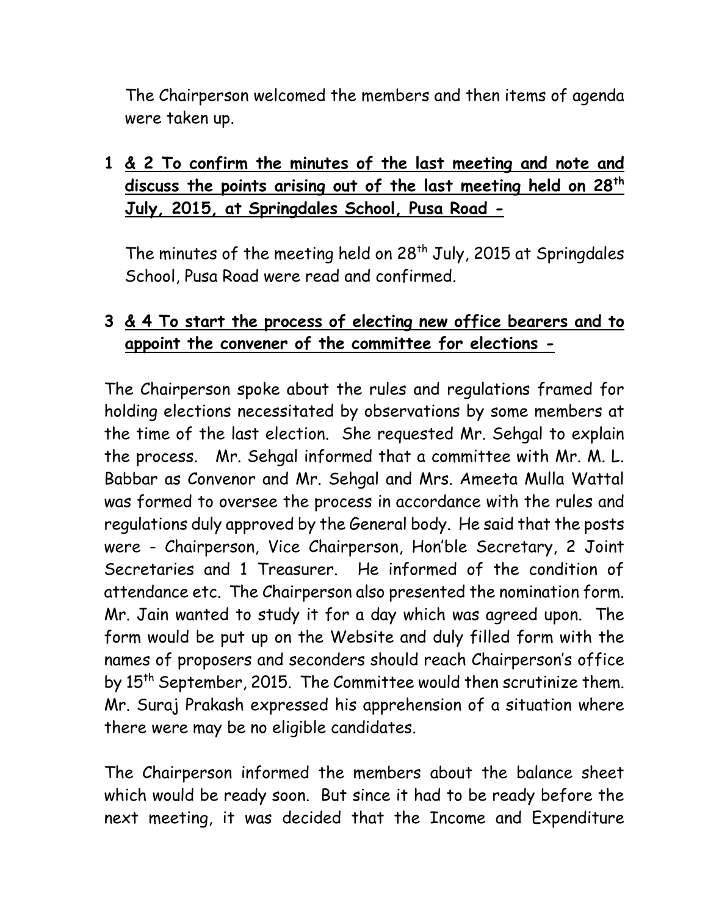The Chairperson welcomed the members and then items of agenda were taken up.

**1 & 2 To confirm the minutes of the last meeting and note and discuss the points arising out of the last meeting held on 28th July, 2015, at Springdales School, Pusa Road -**

The minutes of the meeting held on 28th July, 2015 at Springdales School, Pusa Road were read and confirmed.

**3 & 4 To start the process of electing new office bearers and to appoint the convener of the committee for elections -**

The Chairperson spoke about the rules and regulations framed for holding elections necessitated by observations by some members at the time of the last election. She requested Mr. Sehgal to explain the process. Mr. Sehgal informed that a committee with Mr. M. L. Babbar as Convenor and Mr. Sehgal and Mrs. Ameeta Mulla Wattal was formed to oversee the process in accordance with the rules and regulations duly approved by the General body. He said that the posts were - Chairperson, Vice Chairperson, Hon'ble Secretary, 2 Joint Secretaries and 1 Treasurer. He informed of the condition of attendance etc. The Chairperson also presented the nomination form. Mr. Jain wanted to study it for a day which was agreed upon. The form would be put up on the Website and duly filled form with the names of proposers and seconders should reach Chairperson's office by 15th September, 2015. The Committee would then scrutinize them. Mr. Suraj Prakash expressed his apprehension of a situation where there were may be no eligible candidates.

The Chairperson informed the members about the balance sheet which would be ready soon. But since it had to be ready before the next meeting, it was decided that the Income and Expenditure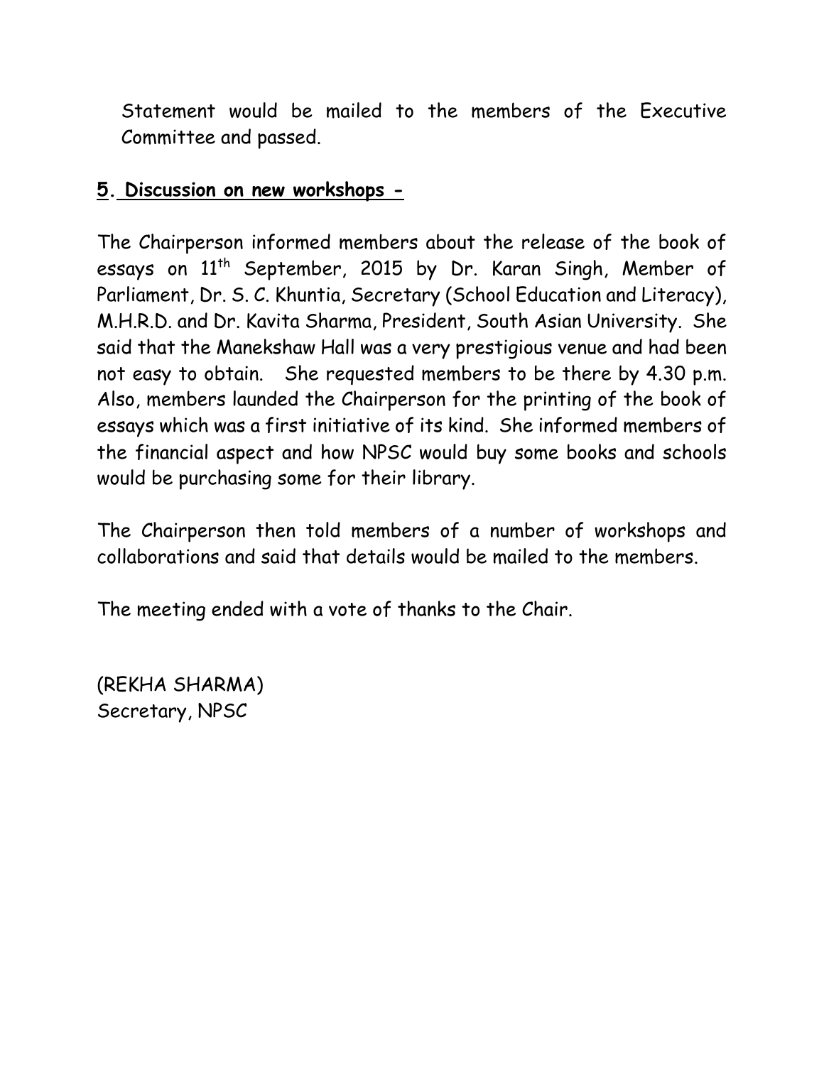Statement would be mailed to the members of the Executive Committee and passed.

**5. Discussion on new workshops -**

The Chairperson informed members about the release of the book of essays on 11th September, 2015 by Dr. Karan Singh, Member of Parliament, Dr. S. C. Khuntia, Secretary (School Education and Literacy), M.H.R.D. and Dr. Kavita Sharma, President, South Asian University. She said that the Manekshaw Hall was a very prestigious venue and had been not easy to obtain. She requested members to be there by 4.30 p.m. Also, members launded the Chairperson for the printing of the book of essays which was a first initiative of its kind. She informed members of the financial aspect and how NPSC would buy some books and schools would be purchasing some for their library.

The Chairperson then told members of a number of workshops and collaborations and said that details would be mailed to the members.

The meeting ended with a vote of thanks to the Chair.

(REKHA SHARMA)
Secretary, NPSC